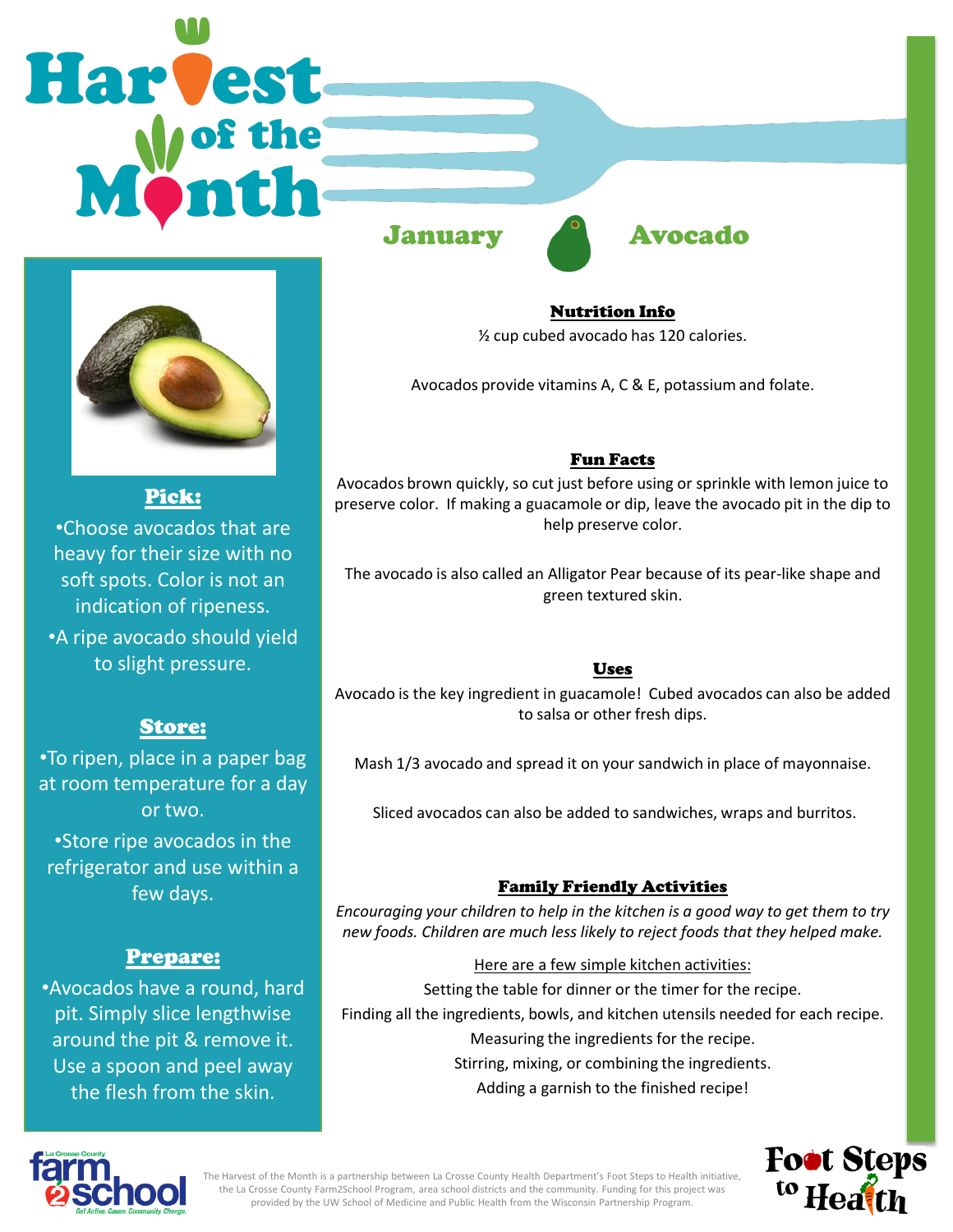# Harvest of the Month

## January — Avocado

### Pick:

- Choose avocados that are heavy for their size with no soft spots. Color is not an indication of ripeness.
- A ripe avocado should yield to slight pressure.

### Store:

- To ripen, place in a paper bag at room temperature for a day or two.
- Store ripe avocados in the refrigerator and use within a few days.

### Prepare:

- Avocados have a round, hard pit. Simply slice lengthwise around the pit & remove it. Use a spoon and peel away the flesh from the skin.

### Nutrition Info

½ cup cubed avocado has 120 calories.

Avocados provide vitamins A, C & E, potassium and folate.

### Fun Facts

Avocados brown quickly, so cut just before using or sprinkle with lemon juice to preserve color. If making a guacamole or dip, leave the avocado pit in the dip to help preserve color.

The avocado is also called an Alligator Pear because of its pear-like shape and green textured skin.

### Uses

Avocado is the key ingredient in guacamole! Cubed avocados can also be added to salsa or other fresh dips.

Mash 1/3 avocado and spread it on your sandwich in place of mayonnaise.

Sliced avocados can also be added to sandwiches, wraps and burritos.

### Family Friendly Activities

*Encouraging your children to help in the kitchen is a good way to get them to try new foods. Children are much less likely to reject foods that they helped make.*

Here are a few simple kitchen activities:

Setting the table for dinner or the timer for the recipe.

Finding all the ingredients, bowls, and kitchen utensils needed for each recipe.

Measuring the ingredients for the recipe.

Stirring, mixing, or combining the ingredients.

Adding a garnish to the finished recipe!

La Crosse County farm 2 school — Get Active. Cause. Community. Change.

The Harvest of the Month is a partnership between La Crosse County Health Department's Foot Steps to Health initiative, the La Crosse County Farm2School Program, area school districts and the community. Funding for this project was provided by the UW School of Medicine and Public Health from the Wisconsin Partnership Program.

Foot Steps to Health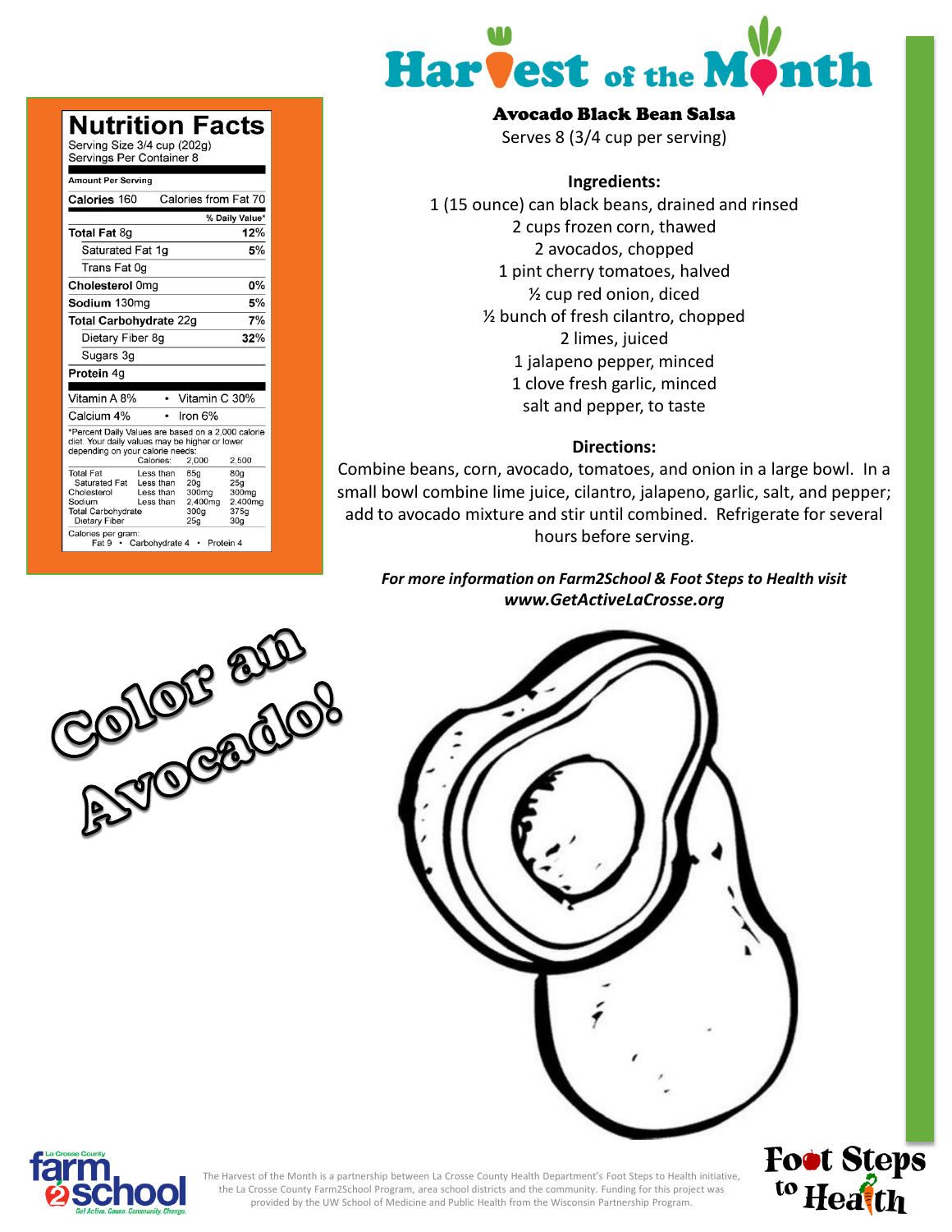# Harvest of the Month

## Avocado Black Bean Salsa

Serves 8 (3/4 cup per serving)

### Ingredients:

1 (15 ounce) can black beans, drained and rinsed
2 cups frozen corn, thawed
2 avocados, chopped
1 pint cherry tomatoes, halved
½ cup red onion, diced
½ bunch of fresh cilantro, chopped
2 limes, juiced
1 jalapeno pepper, minced
1 clove fresh garlic, minced
salt and pepper, to taste

### Directions:

Combine beans, corn, avocado, tomatoes, and onion in a large bowl. In a small bowl combine lime juice, cilantro, jalapeno, garlic, salt, and pepper; add to avocado mixture and stir until combined. Refrigerate for several hours before serving.

***For more information on Farm2School & Foot Steps to Health visit www.GetActiveLaCrosse.org***

## Nutrition Facts

Serving Size 3/4 cup (202g)
Servings Per Container 8

| Amount Per Serving | |
|---|---|
| Calories 160 | Calories from Fat 70 |
| | % Daily Value* |
| **Total Fat** 8g | **12%** |
| Saturated Fat 1g | **5%** |
| Trans Fat 0g | |
| **Cholesterol** 0mg | **0%** |
| **Sodium** 130mg | **5%** |
| **Total Carbohydrate** 22g | **7%** |
| Dietary Fiber 8g | **32%** |
| Sugars 3g | |
| **Protein** 4g | |

Vitamin A 8% • Vitamin C 30%
Calcium 4% • Iron 6%

*Percent Daily Values are based on a 2,000 calorie diet. Your daily values may be higher or lower depending on your calorie needs:

| | | Calories: 2,000 | 2,500 |
|---|---|---|---|
| Total Fat | Less than | 65g | 80g |
| Saturated Fat | Less than | 20g | 25g |
| Cholesterol | Less than | 300mg | 300mg |
| Sodium | Less than | 2,400mg | 2,400mg |
| Total Carbohydrate | | 300g | 375g |
| Dietary Fiber | | 25g | 30g |

Calories per gram:
Fat 9 • Carbohydrate 4 • Protein 4

**Color an Avocado!**

La Crosse County farm 2 school — Get Active. Cause. Community. Change.

The Harvest of the Month is a partnership between La Crosse County Health Department's Foot Steps to Health initiative, the La Crosse County Farm2School Program, area school districts and the community. Funding for this project was provided by the UW School of Medicine and Public Health from the Wisconsin Partnership Program.

Foot Steps to Health